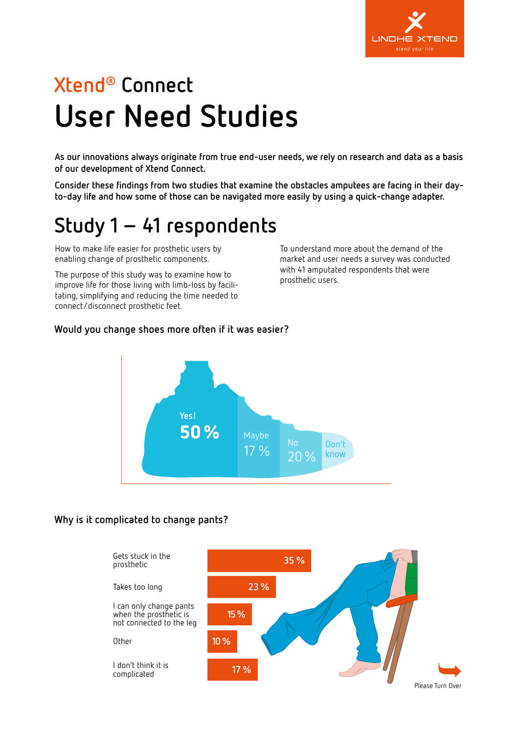# Xtend® Connect

# User Need Studies

**As our innovations always originate from true end-user needs, we rely on research and data as a basis of our development of Xtend Connect.**

**Consider these findings from two studies that examine the obstacles amputees are facing in their day-to-day life and how some of those can be navigated more easily by using a quick-change adapter.**

## Study 1 – 41 respondents

How to make life easier for prosthetic users by enabling change of prosthetic components.

The purpose of this study was to examine how to improve life for those living with limb-loss by facilitating, simplifying and reducing the time needed to connect/disconnect prosthetic feet.

To understand more about the demand of the market and user needs a survey was conducted with 41 amputated respondents that were prosthetic users.

### Would you change shoes more often if it was easier?

| Answer | Share |
|---|---|
| Yes! | 50 % |
| Maybe | 17 % |
| No | 20 % |
| Don't know | |

### Why is it complicated to change pants?

| Reason | Share |
|---|---|
| Gets stuck in the prosthetic | 35 % |
| Takes too long | 23 % |
| I can only change pants when the prosthetic is not connected to the leg | 15 % |
| Other | 10 % |
| I don't think it is complicated | 17 % |

Please Turn Over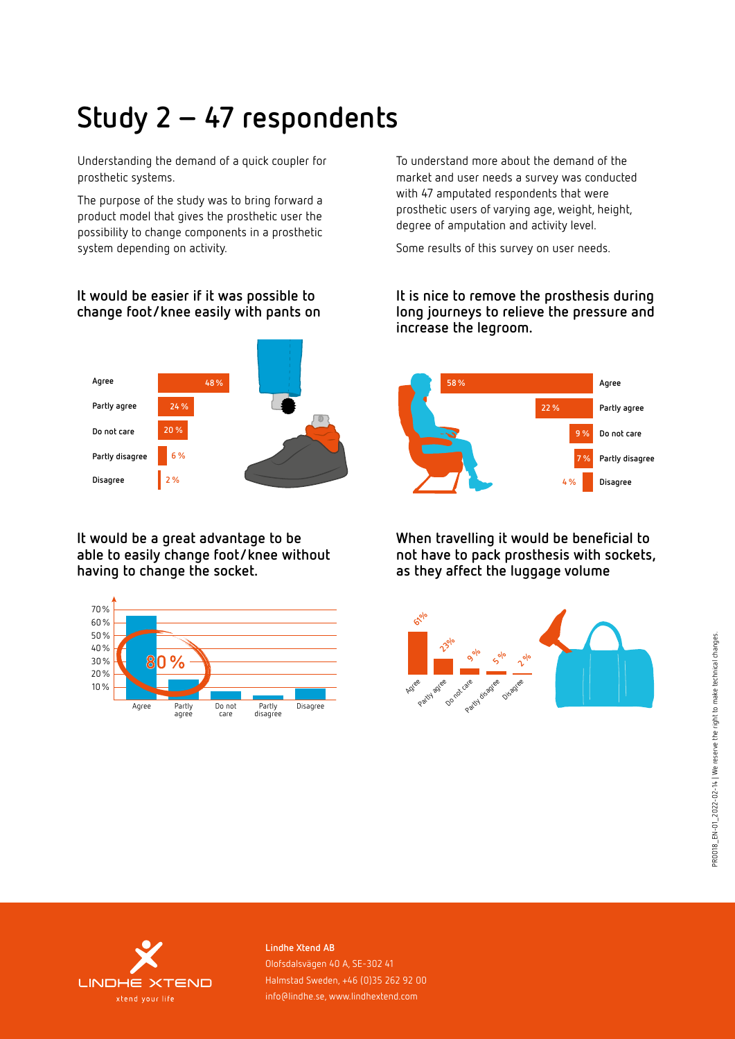# Study 2 – 47 respondents

Understanding the demand of a quick coupler for prosthetic systems.

The purpose of the study was to bring forward a product model that gives the prosthetic user the possibility to change components in a prosthetic system depending on activity.

To understand more about the demand of the market and user needs a survey was conducted with 47 amputated respondents that were prosthetic users of varying age, weight, height, degree of amputation and activity level.

Some results of this survey on user needs.

### It would be easier if it was possible to change foot/knee easily with pants on

Agree 48 %
Partly agree 24 %
Do not care 20 %
Partly disagree 6 %
Disagree 2 %

### It is nice to remove the prosthesis during long journeys to relieve the pressure and increase the legroom.

58 % Agree
22 % Partly agree
9 % Do not care
7 % Partly disagree
4 % Disagree

### It would be a great advantage to be able to easily change foot/knee without having to change the socket.

70 %
60 %
50 %
40 %
30 %
20 %
10 %

80 %

Agree
Partly agree
Do not care
Partly disagree
Disagree

### When travelling it would be beneficial to not have to pack prosthesis with sockets, as they affect the luggage volume

61% Agree
23% Partly agree
9 % Do not care
5 % Partly disagree
2 % Disagree

PR0018_EN-01_2022-02-14 | We reserve the right to make technical changes.

LINDHE XTEND
xtend your life

**Lindhe Xtend AB**
Olofsdalsvägen 40 A, SE-302 41
Halmstad Sweden, +46 (0)35 262 92 00
info@lindhe.se, www.lindhextend.com